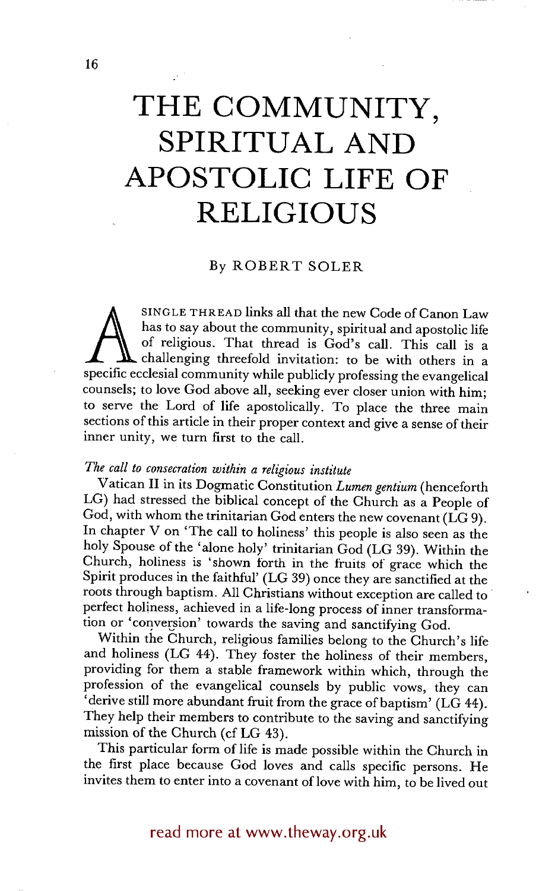# THE COMMUNITY, SPIRITUAL AND APOSTOLIC LIFE OF RELIGIOUS

By ROBERT SOLER

A SINGLE THREAD links all that the new Code of Canon Law has to say about the community, spiritual and apostolic life of religious. That thread is God's call. This call is a challenging threefold invitation: to be with others in a specific ecclesial community while publicly professing the evangelical counsels; to love God above all, seeking ever closer union with him; to serve the Lord of life apostolically. To place the three main sections of this article in their proper context and give a sense of their inner unity, we turn first to the call.

### *The call to consecration within a religious institute*

Vatican II in its Dogmatic Constitution *Lumen gentium* (henceforth LG) had stressed the biblical concept of the Church as a People of God, with whom the trinitarian God enters the new covenant (LG 9). In chapter V on 'The call to holiness' this people is also seen as the holy Spouse of the 'alone holy' trinitarian God (LG 39). Within the Church, holiness is 'shown forth in the fruits of grace which the Spirit produces in the faithful' (LG 39) once they are sanctified at the roots through baptism. All Christians without exception are called to perfect holiness, achieved in a life-long process of inner transformation or 'conversion' towards the saving and sanctifying God.

Within the Church, religious families belong to the Church's life and holiness (LG 44). They foster the holiness of their members, providing for them a stable framework within which, through the profession of the evangelical counsels by public vows, they can 'derive still more abundant fruit from the grace of baptism' (LG 44). They help their members to contribute to the saving and sanctifying mission of the Church (cf LG 43).

This particular form of life is made possible within the Church in the first place because God loves and calls specific persons. He invites them to enter into a covenant of love with him, to be lived out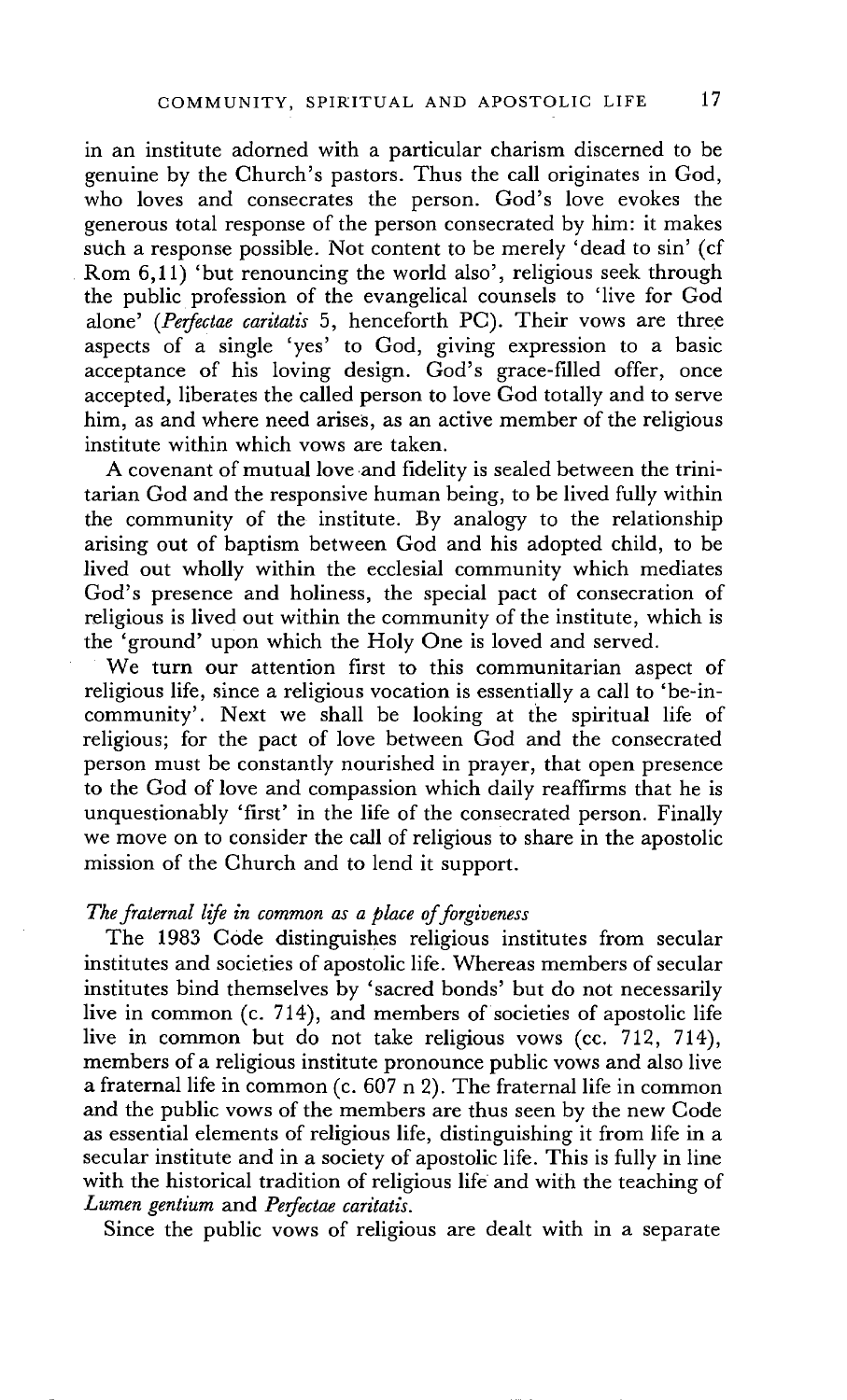in an institute adorned with a particular charism discerned to be genuine by the Church's pastors. Thus the call originates in God, who loves and consecrates the person. God's love evokes the generous total response of the person consecrated by him: it makes such a response possible. Not content to be merely 'dead to sin' (cf Rom 6,11) 'but renouncing the world also', religious seek through the public profession of the evangelical counsels to 'live for God alone' (*Perfectae caritatis* 5, henceforth PC). Their vows are three aspects of a single 'yes' to God, giving expression to a basic acceptance of his loving design. God's grace-filled offer, once accepted, liberates the called person to love God totally and to serve him, as and where need arises, as an active member of the religious institute within which vows are taken.

A covenant of mutual love and fidelity is sealed between the trinitarian God and the responsive human being, to be lived fully within the community of the institute. By analogy to the relationship arising out of baptism between God and his adopted child, to be lived out wholly within the ecclesial community which mediates God's presence and holiness, the special pact of consecration of religious is lived out within the community of the institute, which is the 'ground' upon which the Holy One is loved and served.

We turn our attention first to this communitarian aspect of religious life, since a religious vocation is essentially a call to 'be-in-community'. Next we shall be looking at the spiritual life of religious; for the pact of love between God and the consecrated person must be constantly nourished in prayer, that open presence to the God of love and compassion which daily reaffirms that he is unquestionably 'first' in the life of the consecrated person. Finally we move on to consider the call of religious to share in the apostolic mission of the Church and to lend it support.

### *The fraternal life in common as a place of forgiveness*

The 1983 Code distinguishes religious institutes from secular institutes and societies of apostolic life. Whereas members of secular institutes bind themselves by 'sacred bonds' but do not necessarily live in common (c. 714), and members of societies of apostolic life live in common but do not take religious vows (cc. 712, 714), members of a religious institute pronounce public vows and also live a fraternal life in common (c. 607 n 2). The fraternal life in common and the public vows of the members are thus seen by the new Code as essential elements of religious life, distinguishing it from life in a secular institute and in a society of apostolic life. This is fully in line with the historical tradition of religious life and with the teaching of *Lumen gentium* and *Perfectae caritatis*.

Since the public vows of religious are dealt with in a separate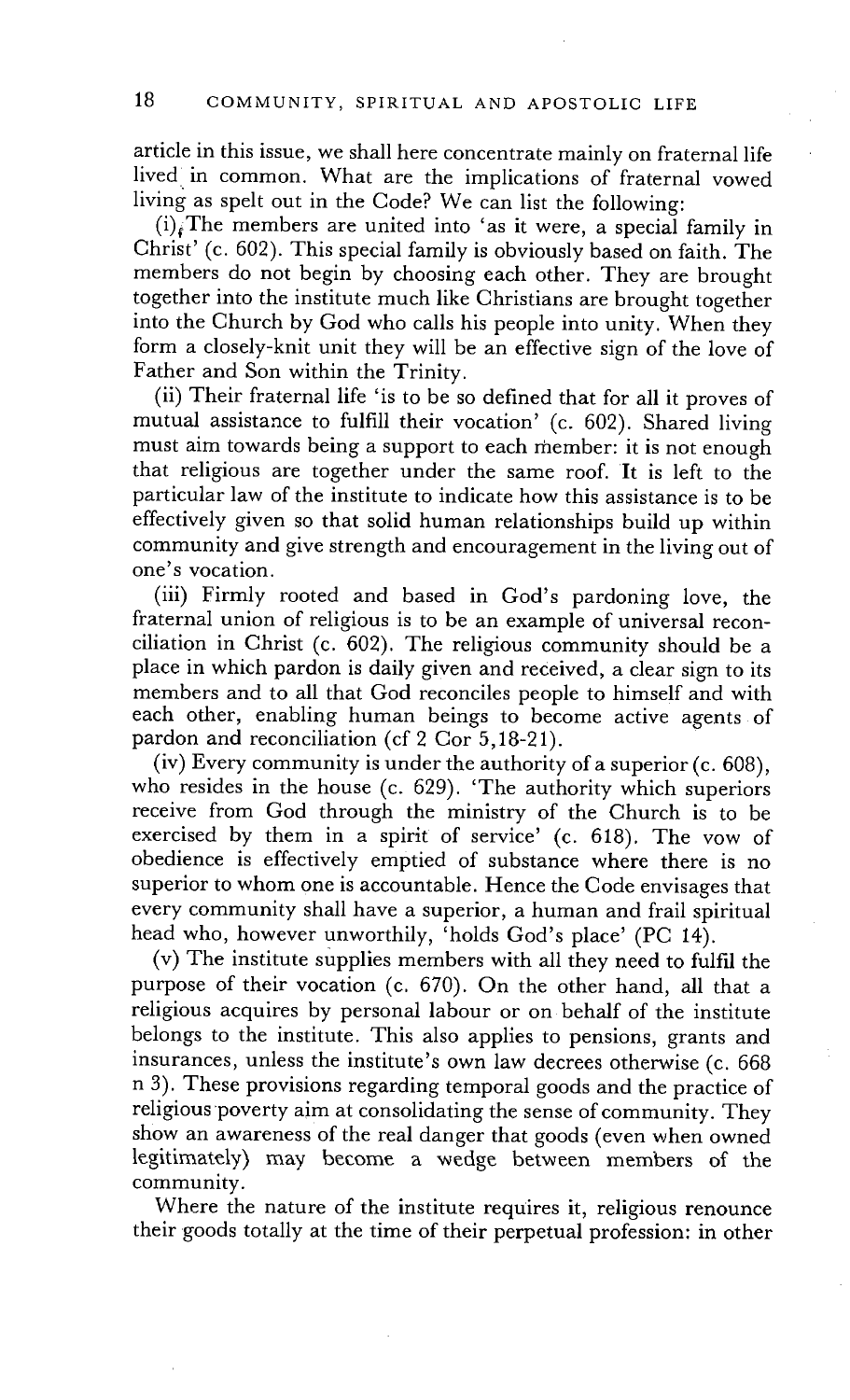article in this issue, we shall here concentrate mainly on fraternal life lived in common. What are the implications of fraternal vowed living as spelt out in the Code? We can list the following:

(i) The members are united into 'as it were, a special family in Christ' (c. 602). This special family is obviously based on faith. The members do not begin by choosing each other. They are brought together into the institute much like Christians are brought together into the Church by God who calls his people into unity. When they form a closely-knit unit they will be an effective sign of the love of Father and Son within the Trinity.

(ii) Their fraternal life 'is to be so defined that for all it proves of mutual assistance to fulfill their vocation' (c. 602). Shared living must aim towards being a support to each member: it is not enough that religious are together under the same roof. It is left to the particular law of the institute to indicate how this assistance is to be effectively given so that solid human relationships build up within community and give strength and encouragement in the living out of one's vocation.

(iii) Firmly rooted and based in God's pardoning love, the fraternal union of religious is to be an example of universal reconciliation in Christ (c. 602). The religious community should be a place in which pardon is daily given and received, a clear sign to its members and to all that God reconciles people to himself and with each other, enabling human beings to become active agents of pardon and reconciliation (cf 2 Cor 5,18-21).

(iv) Every community is under the authority of a superior (c. 608), who resides in the house (c. 629). 'The authority which superiors receive from God through the ministry of the Church is to be exercised by them in a spirit of service' (c. 618). The vow of obedience is effectively emptied of substance where there is no superior to whom one is accountable. Hence the Code envisages that every community shall have a superior, a human and frail spiritual head who, however unworthily, 'holds God's place' (PC 14).

(v) The institute supplies members with all they need to fulfil the purpose of their vocation (c. 670). On the other hand, all that a religious acquires by personal labour or on behalf of the institute belongs to the institute. This also applies to pensions, grants and insurances, unless the institute's own law decrees otherwise (c. 668 n 3). These provisions regarding temporal goods and the practice of religious poverty aim at consolidating the sense of community. They show an awareness of the real danger that goods (even when owned legitimately) may become a wedge between members of the community.

Where the nature of the institute requires it, religious renounce their goods totally at the time of their perpetual profession: in other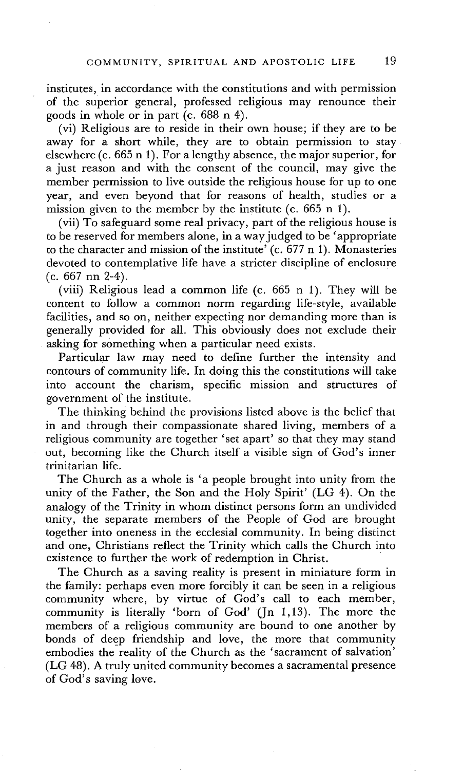institutes, in accordance with the constitutions and with permission of the superior general, professed religious may renounce their goods in whole or in part (c. 688 n 4).

(vi) Religious are to reside in their own house; if they are to be away for a short while, they are to obtain permission to stay elsewhere (c. 665 n 1). For a lengthy absence, the major superior, for a just reason and with the consent of the council, may give the member permission to live outside the religious house for up to one year, and even beyond that for reasons of health, studies or a mission given to the member by the institute (c. 665 n 1).

(vii) To safeguard some real privacy, part of the religious house is to be reserved for members alone, in a way judged to be 'appropriate to the character and mission of the institute' (c. 677 n 1). Monasteries devoted to contemplative life have a stricter discipline of enclosure (c. 667 nn 2-4).

(viii) Religious lead a common life (c. 665 n 1). They will be content to follow a common norm regarding life-style, available facilities, and so on, neither expecting nor demanding more than is generally provided for all. This obviously does not exclude their asking for something when a particular need exists.

Particular law may need to define further the intensity and contours of community life. In doing this the constitutions will take into account the charism, specific mission and structures of government of the institute.

The thinking behind the provisions listed above is the belief that in and through their compassionate shared living, members of a religious community are together 'set apart' so that they may stand out, becoming like the Church itself a visible sign of God's inner trinitarian life.

The Church as a whole is 'a people brought into unity from the unity of the Father, the Son and the Holy Spirit' (LG 4). On the analogy of the Trinity in whom distinct persons form an undivided unity, the separate members of the People of God are brought together into oneness in the ecclesial community. In being distinct and one, Christians reflect the Trinity which calls the Church into existence to further the work of redemption in Christ.

The Church as a saving reality is present in miniature form in the family: perhaps even more forcibly it can be seen in a religious community where, by virtue of God's call to each member, community is literally 'born of God' (Jn 1,13). The more the members of a religious community are bound to one another by bonds of deep friendship and love, the more that community embodies the reality of the Church as the 'sacrament of salvation' (LG 48). A truly united community becomes a sacramental presence of God's saving love.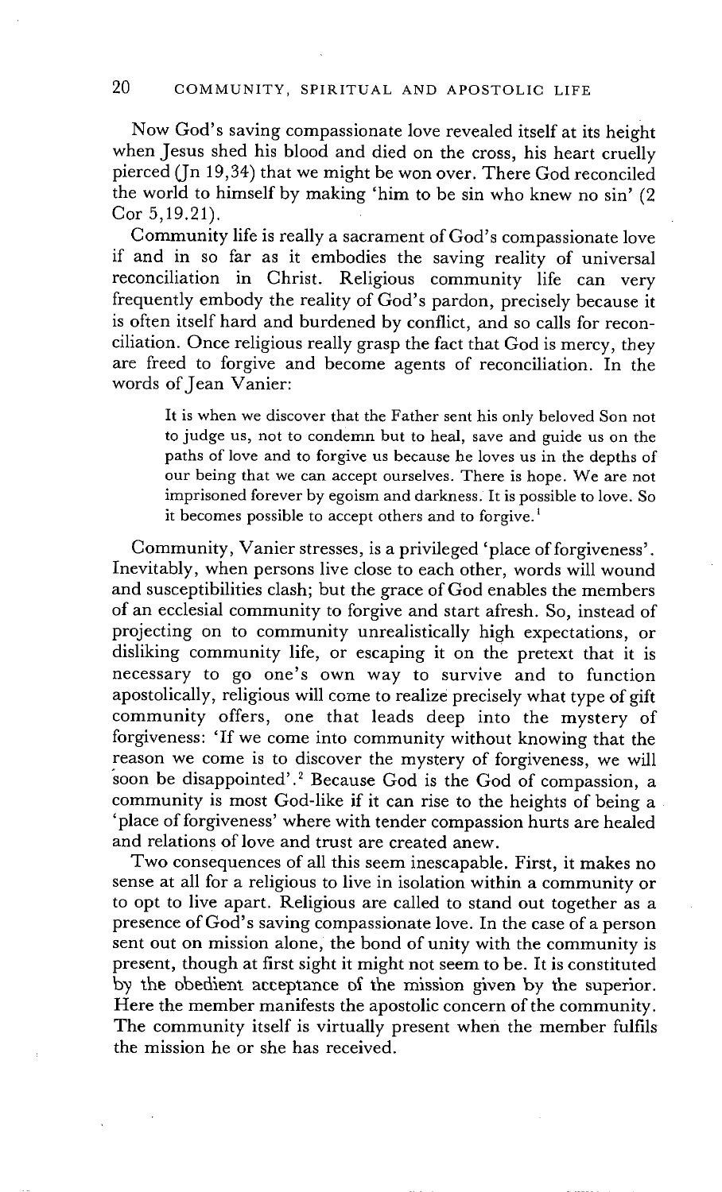Now God's saving compassionate love revealed itself at its height when Jesus shed his blood and died on the cross, his heart cruelly pierced (Jn 19,34) that we might be won over. There God reconciled the world to himself by making 'him to be sin who knew no sin' (2 Cor 5,19.21).

Community life is really a sacrament of God's compassionate love if and in so far as it embodies the saving reality of universal reconciliation in Christ. Religious community life can very frequently embody the reality of God's pardon, precisely because it is often itself hard and burdened by conflict, and so calls for reconciliation. Once religious really grasp the fact that God is mercy, they are freed to forgive and become agents of reconciliation. In the words of Jean Vanier:

> It is when we discover that the Father sent his only beloved Son not to judge us, not to condemn but to heal, save and guide us on the paths of love and to forgive us because he loves us in the depths of our being that we can accept ourselves. There is hope. We are not imprisoned forever by egoism and darkness. It is possible to love. So it becomes possible to accept others and to forgive.[1]

Community, Vanier stresses, is a privileged 'place of forgiveness'. Inevitably, when persons live close to each other, words will wound and susceptibilities clash; but the grace of God enables the members of an ecclesial community to forgive and start afresh. So, instead of projecting on to community unrealistically high expectations, or disliking community life, or escaping it on the pretext that it is necessary to go one's own way to survive and to function apostolically, religious will come to realize precisely what type of gift community offers, one that leads deep into the mystery of forgiveness: 'If we come into community without knowing that the reason we come is to discover the mystery of forgiveness, we will soon be disappointed'.[2] Because God is the God of compassion, a community is most God-like if it can rise to the heights of being a 'place of forgiveness' where with tender compassion hurts are healed and relations of love and trust are created anew.

Two consequences of all this seem inescapable. First, it makes no sense at all for a religious to live in isolation within a community or to opt to live apart. Religious are called to stand out together as a presence of God's saving compassionate love. In the case of a person sent out on mission alone, the bond of unity with the community is present, though at first sight it might not seem to be. It is constituted by the obedient acceptance of the mission given by the superior. Here the member manifests the apostolic concern of the community. The community itself is virtually present when the member fulfils the mission he or she has received.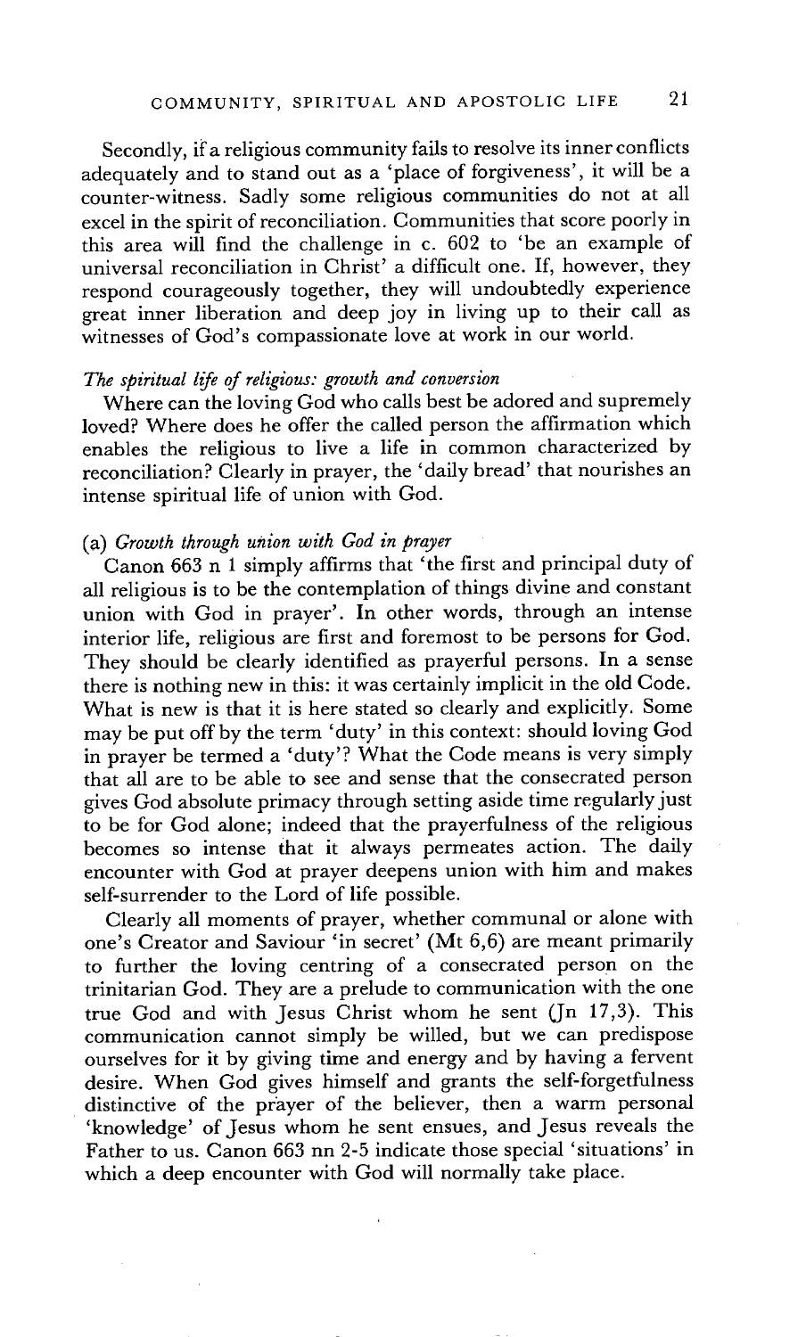Secondly, if a religious community fails to resolve its inner conflicts adequately and to stand out as a 'place of forgiveness', it will be a counter-witness. Sadly some religious communities do not at all excel in the spirit of reconciliation. Communities that score poorly in this area will find the challenge in c. 602 to 'be an example of universal reconciliation in Christ' a difficult one. If, however, they respond courageously together, they will undoubtedly experience great inner liberation and deep joy in living up to their call as witnesses of God's compassionate love at work in our world.

*The spiritual life of religious: growth and conversion*

Where can the loving God who calls best be adored and supremely loved? Where does he offer the called person the affirmation which enables the religious to live a life in common characterized by reconciliation? Clearly in prayer, the 'daily bread' that nourishes an intense spiritual life of union with God.

(a) *Growth through union with God in prayer*

Canon 663 n 1 simply affirms that 'the first and principal duty of all religious is to be the contemplation of things divine and constant union with God in prayer'. In other words, through an intense interior life, religious are first and foremost to be persons for God. They should be clearly identified as prayerful persons. In a sense there is nothing new in this: it was certainly implicit in the old Code. What is new is that it is here stated so clearly and explicitly. Some may be put off by the term 'duty' in this context: should loving God in prayer be termed a 'duty'? What the Code means is very simply that all are to be able to see and sense that the consecrated person gives God absolute primacy through setting aside time regularly just to be for God alone; indeed that the prayerfulness of the religious becomes so intense that it always permeates action. The daily encounter with God at prayer deepens union with him and makes self-surrender to the Lord of life possible.

Clearly all moments of prayer, whether communal or alone with one's Creator and Saviour 'in secret' (Mt 6,6) are meant primarily to further the loving centring of a consecrated person on the trinitarian God. They are a prelude to communication with the one true God and with Jesus Christ whom he sent (Jn 17,3). This communication cannot simply be willed, but we can predispose ourselves for it by giving time and energy and by having a fervent desire. When God gives himself and grants the self-forgetfulness distinctive of the prayer of the believer, then a warm personal 'knowledge' of Jesus whom he sent ensues, and Jesus reveals the Father to us. Canon 663 nn 2-5 indicate those special 'situations' in which a deep encounter with God will normally take place.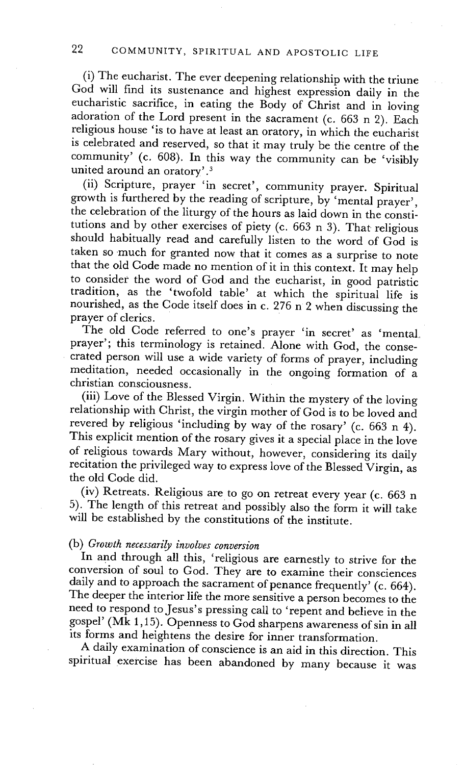(i) The eucharist. The ever deepening relationship with the triune God will find its sustenance and highest expression daily in the eucharistic sacrifice, in eating the Body of Christ and in loving adoration of the Lord present in the sacrament (c. 663 n 2). Each religious house 'is to have at least an oratory, in which the eucharist is celebrated and reserved, so that it may truly be the centre of the community' (c. 608). In this way the community can be 'visibly united around an oratory'.[3]

(ii) Scripture, prayer 'in secret', community prayer. Spiritual growth is furthered by the reading of scripture, by 'mental prayer', the celebration of the liturgy of the hours as laid down in the constitutions and by other exercises of piety (c. 663 n 3). That religious should habitually read and carefully listen to the word of God is taken so much for granted now that it comes as a surprise to note that the old Code made no mention of it in this context. It may help to consider the word of God and the eucharist, in good patristic tradition, as the 'twofold table' at which the spiritual life is nourished, as the Code itself does in c. 276 n 2 when discussing the prayer of clerics.

The old Code referred to one's prayer 'in secret' as 'mental prayer'; this terminology is retained. Alone with God, the consecrated person will use a wide variety of forms of prayer, including meditation, needed occasionally in the ongoing formation of a christian consciousness.

(iii) Love of the Blessed Virgin. Within the mystery of the loving relationship with Christ, the virgin mother of God is to be loved and revered by religious 'including by way of the rosary' (c. 663 n 4). This explicit mention of the rosary gives it a special place in the love of religious towards Mary without, however, considering its daily recitation the privileged way to express love of the Blessed Virgin, as the old Code did.

(iv) Retreats. Religious are to go on retreat every year (c. 663 n 5). The length of this retreat and possibly also the form it will take will be established by the constitutions of the institute.

(b) *Growth necessarily involves conversion*

In and through all this, 'religious are earnestly to strive for the conversion of soul to God. They are to examine their consciences daily and to approach the sacrament of penance frequently' (c. 664). The deeper the interior life the more sensitive a person becomes to the need to respond to Jesus's pressing call to 'repent and believe in the gospel' (Mk 1,15). Openness to God sharpens awareness of sin in all its forms and heightens the desire for inner transformation.

A daily examination of conscience is an aid in this direction. This spiritual exercise has been abandoned by many because it was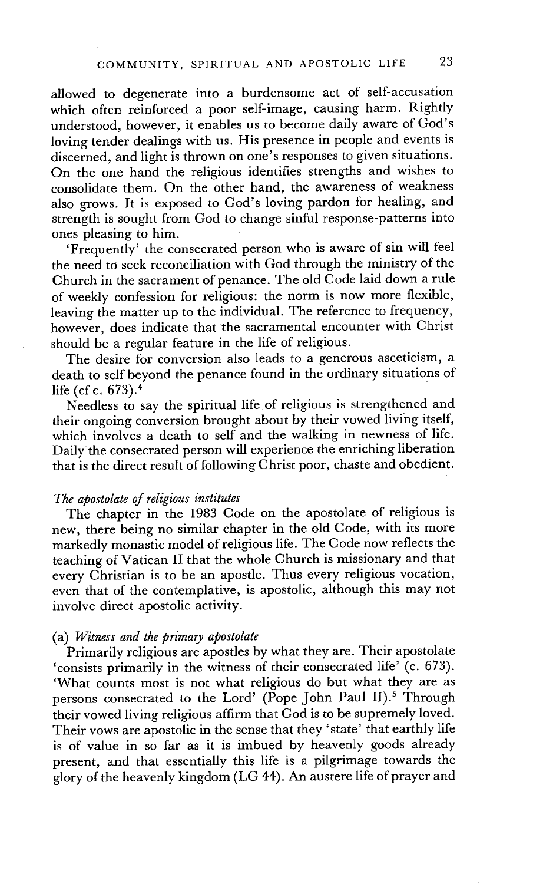allowed to degenerate into a burdensome act of self-accusation which often reinforced a poor self-image, causing harm. Rightly understood, however, it enables us to become daily aware of God's loving tender dealings with us. His presence in people and events is discerned, and light is thrown on one's responses to given situations. On the one hand the religious identifies strengths and wishes to consolidate them. On the other hand, the awareness of weakness also grows. It is exposed to God's loving pardon for healing, and strength is sought from God to change sinful response-patterns into ones pleasing to him.

'Frequently' the consecrated person who is aware of sin will feel the need to seek reconciliation with God through the ministry of the Church in the sacrament of penance. The old Code laid down a rule of weekly confession for religious: the norm is now more flexible, leaving the matter up to the individual. The reference to frequency, however, does indicate that the sacramental encounter with Christ should be a regular feature in the life of religious.

The desire for conversion also leads to a generous asceticism, a death to self beyond the penance found in the ordinary situations of life (cf c. 673).[4]

Needless to say the spiritual life of religious is strengthened and their ongoing conversion brought about by their vowed living itself, which involves a death to self and the walking in newness of life. Daily the consecrated person will experience the enriching liberation that is the direct result of following Christ poor, chaste and obedient.

### *The apostolate of religious institutes*

The chapter in the 1983 Code on the apostolate of religious is new, there being no similar chapter in the old Code, with its more markedly monastic model of religious life. The Code now reflects the teaching of Vatican II that the whole Church is missionary and that every Christian is to be an apostle. Thus every religious vocation, even that of the contemplative, is apostolic, although this may not involve direct apostolic activity.

#### (a) *Witness and the primary apostolate*

Primarily religious are apostles by what they are. Their apostolate 'consists primarily in the witness of their consecrated life' (c. 673). 'What counts most is not what religious do but what they are as persons consecrated to the Lord' (Pope John Paul II).[5] Through their vowed living religious affirm that God is to be supremely loved. Their vows are apostolic in the sense that they 'state' that earthly life is of value in so far as it is imbued by heavenly goods already present, and that essentially this life is a pilgrimage towards the glory of the heavenly kingdom (LG 44). An austere life of prayer and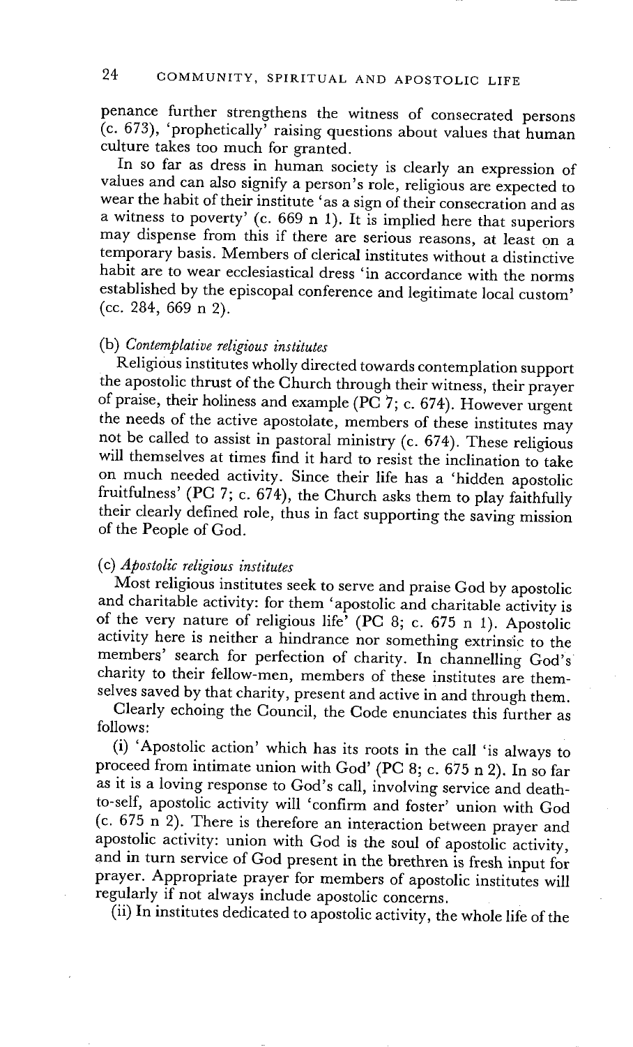penance further strengthens the witness of consecrated persons (c. 673), 'prophetically' raising questions about values that human culture takes too much for granted.

In so far as dress in human society is clearly an expression of values and can also signify a person's role, religious are expected to wear the habit of their institute 'as a sign of their consecration and as a witness to poverty' (c. 669 n 1). It is implied here that superiors may dispense from this if there are serious reasons, at least on a temporary basis. Members of clerical institutes without a distinctive habit are to wear ecclesiastical dress 'in accordance with the norms established by the episcopal conference and legitimate local custom' (cc. 284, 669 n 2).

### (b) *Contemplative religious institutes*

Religious institutes wholly directed towards contemplation support the apostolic thrust of the Church through their witness, their prayer of praise, their holiness and example (PC 7; c. 674). However urgent the needs of the active apostolate, members of these institutes may not be called to assist in pastoral ministry (c. 674). These religious will themselves at times find it hard to resist the inclination to take on much needed activity. Since their life has a 'hidden apostolic fruitfulness' (PC 7; c. 674), the Church asks them to play faithfully their clearly defined role, thus in fact supporting the saving mission of the People of God.

### (c) *Apostolic religious institutes*

Most religious institutes seek to serve and praise God by apostolic and charitable activity: for them 'apostolic and charitable activity is of the very nature of religious life' (PC 8; c. 675 n 1). Apostolic activity here is neither a hindrance nor something extrinsic to the members' search for perfection of charity. In channelling God's charity to their fellow-men, members of these institutes are themselves saved by that charity, present and active in and through them.

Clearly echoing the Council, the Code enunciates this further as follows:

(i) 'Apostolic action' which has its roots in the call 'is always to proceed from intimate union with God' (PC 8; c. 675 n 2). In so far as it is a loving response to God's call, involving service and death-to-self, apostolic activity will 'confirm and foster' union with God (c. 675 n 2). There is therefore an interaction between prayer and apostolic activity: union with God is the soul of apostolic activity, and in turn service of God present in the brethren is fresh input for prayer. Appropriate prayer for members of apostolic institutes will regularly if not always include apostolic concerns.

(ii) In institutes dedicated to apostolic activity, the whole life of the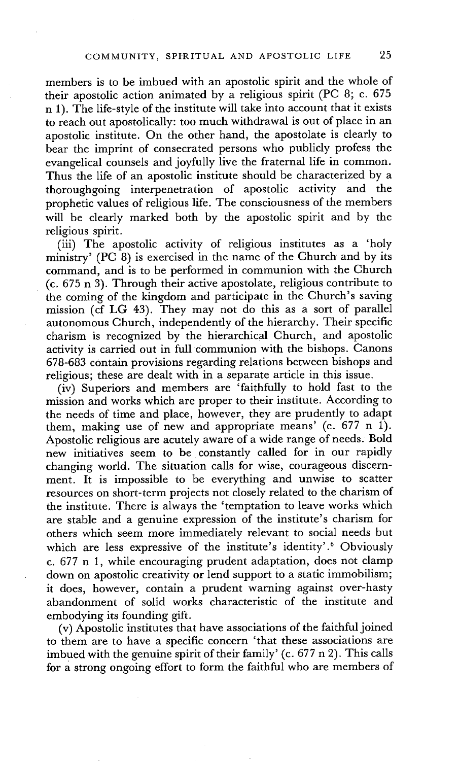members is to be imbued with an apostolic spirit and the whole of their apostolic action animated by a religious spirit (PC 8; c. 675 n 1). The life-style of the institute will take into account that it exists to reach out apostolically: too much withdrawal is out of place in an apostolic institute. On the other hand, the apostolate is clearly to bear the imprint of consecrated persons who publicly profess the evangelical counsels and joyfully live the fraternal life in common. Thus the life of an apostolic institute should be characterized by a thoroughgoing interpenetration of apostolic activity and the prophetic values of religious life. The consciousness of the members will be clearly marked both by the apostolic spirit and by the religious spirit.

(iii) The apostolic activity of religious institutes as a 'holy ministry' (PC 8) is exercised in the name of the Church and by its command, and is to be performed in communion with the Church (c. 675 n 3). Through their active apostolate, religious contribute to the coming of the kingdom and participate in the Church's saving mission (cf LG 43). They may not do this as a sort of parallel autonomous Church, independently of the hierarchy. Their specific charism is recognized by the hierarchical Church, and apostolic activity is carried out in full communion with the bishops. Canons 678-683 contain provisions regarding relations between bishops and religious; these are dealt with in a separate article in this issue.

(iv) Superiors and members are 'faithfully to hold fast to the mission and works which are proper to their institute. According to the needs of time and place, however, they are prudently to adapt them, making use of new and appropriate means' (c. 677 n 1). Apostolic religious are acutely aware of a wide range of needs. Bold new initiatives seem to be constantly called for in our rapidly changing world. The situation calls for wise, courageous discernment. It is impossible to be everything and unwise to scatter resources on short-term projects not closely related to the charism of the institute. There is always the 'temptation to leave works which are stable and a genuine expression of the institute's charism for others which seem more immediately relevant to social needs but which are less expressive of the institute's identity'.[6] Obviously c. 677 n 1, while encouraging prudent adaptation, does not clamp down on apostolic creativity or lend support to a static immobilism; it does, however, contain a prudent warning against over-hasty abandonment of solid works characteristic of the institute and embodying its founding gift.

(v) Apostolic institutes that have associations of the faithful joined to them are to have a specific concern 'that these associations are imbued with the genuine spirit of their family' (c. 677 n 2). This calls for a strong ongoing effort to form the faithful who are members of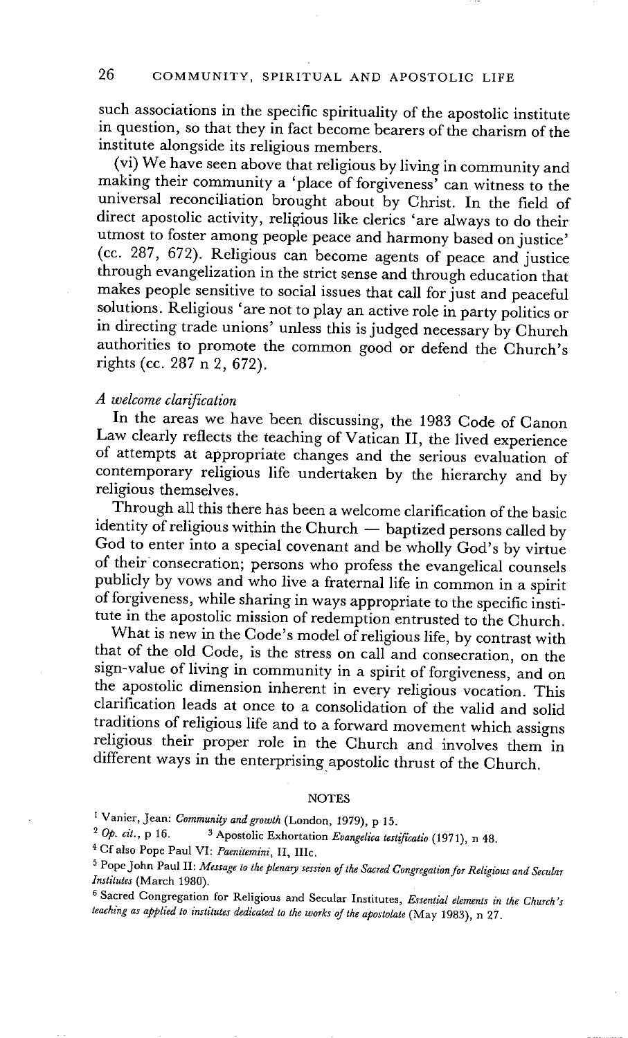such associations in the specific spirituality of the apostolic institute in question, so that they in fact become bearers of the charism of the institute alongside its religious members.

(vi) We have seen above that religious by living in community and making their community a 'place of forgiveness' can witness to the universal reconciliation brought about by Christ. In the field of direct apostolic activity, religious like clerics 'are always to do their utmost to foster among people peace and harmony based on justice' (cc. 287, 672). Religious can become agents of peace and justice through evangelization in the strict sense and through education that makes people sensitive to social issues that call for just and peaceful solutions. Religious 'are not to play an active role in party politics or in directing trade unions' unless this is judged necessary by Church authorities to promote the common good or defend the Church's rights (cc. 287 n 2, 672).

### *A welcome clarification*

In the areas we have been discussing, the 1983 Code of Canon Law clearly reflects the teaching of Vatican II, the lived experience of attempts at appropriate changes and the serious evaluation of contemporary religious life undertaken by the hierarchy and by religious themselves.

Through all this there has been a welcome clarification of the basic identity of religious within the Church — baptized persons called by God to enter into a special covenant and be wholly God's by virtue of their consecration; persons who profess the evangelical counsels publicly by vows and who live a fraternal life in common in a spirit of forgiveness, while sharing in ways appropriate to the specific institute in the apostolic mission of redemption entrusted to the Church.

What is new in the Code's model of religious life, by contrast with that of the old Code, is the stress on call and consecration, on the sign-value of living in community in a spirit of forgiveness, and on the apostolic dimension inherent in every religious vocation. This clarification leads at once to a consolidation of the valid and solid traditions of religious life and to a forward movement which assigns religious their proper role in the Church and involves them in different ways in the enterprising apostolic thrust of the Church.

## NOTES

[1] Vanier, Jean: *Community and growth* (London, 1979), p 15.

[2] *Op. cit.*, p 16.

[3] Apostolic Exhortation *Evangelica testificatio* (1971), n 48.

[4] Cf also Pope Paul VI: *Paenitemini*, II, IIIc.

[5] Pope John Paul II: *Message to the plenary session of the Sacred Congregation for Religious and Secular Institutes* (March 1980).

[6] Sacred Congregation for Religious and Secular Institutes, *Essential elements in the Church's teaching as applied to institutes dedicated to the works of the apostolate* (May 1983), n 27.